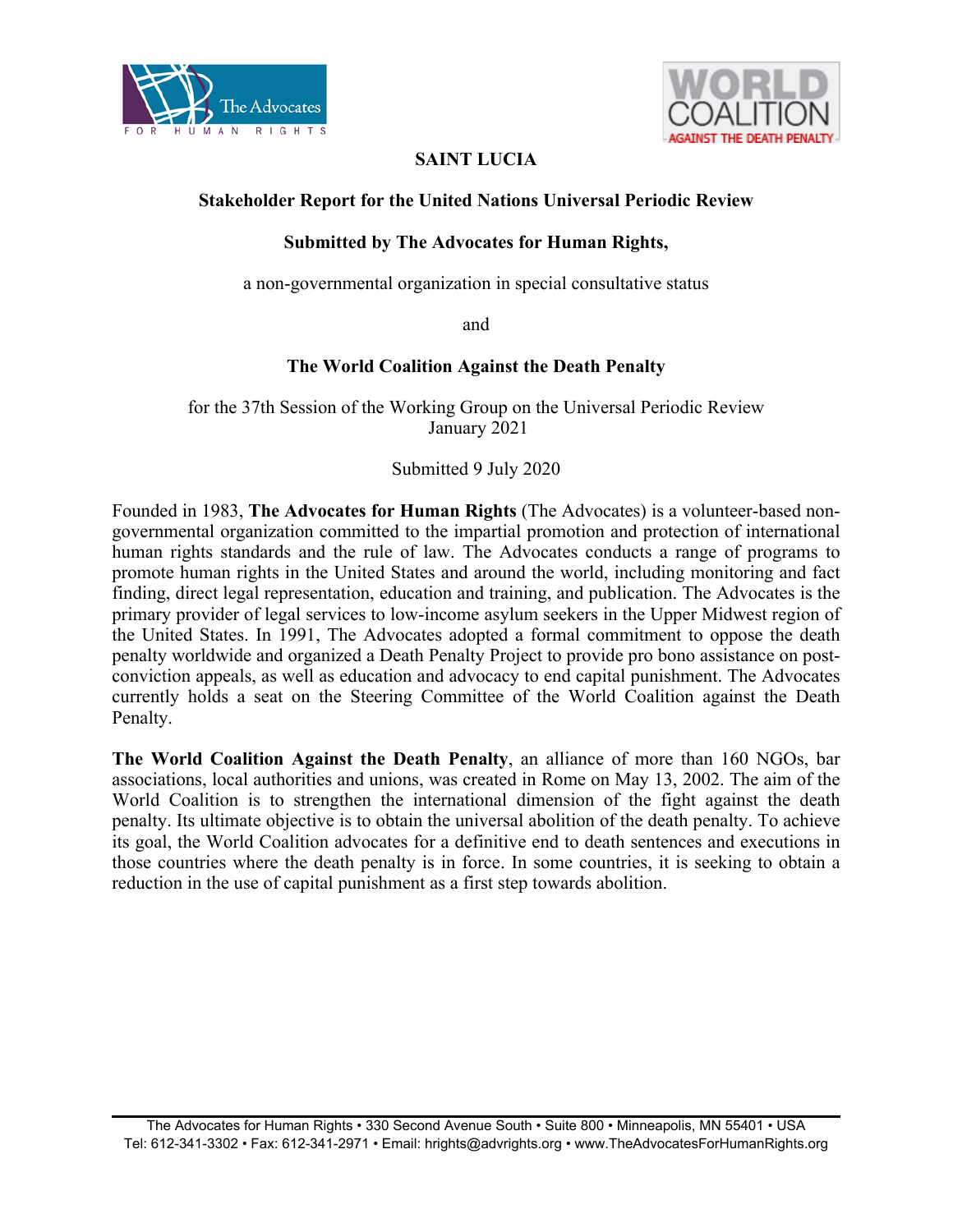# SAINT LUCIA

**Stakeholder Report for the United Nations Universal Periodic Review**

**Submitted by The Advocates for Human Rights,**

a non-governmental organization in special consultative status

and

**The World Coalition Against the Death Penalty**

for the 37th Session of the Working Group on the Universal Periodic Review
January 2021

Submitted 9 July 2020

Founded in 1983, **The Advocates for Human Rights** (The Advocates) is a volunteer-based non-governmental organization committed to the impartial promotion and protection of international human rights standards and the rule of law. The Advocates conducts a range of programs to promote human rights in the United States and around the world, including monitoring and fact finding, direct legal representation, education and training, and publication. The Advocates is the primary provider of legal services to low-income asylum seekers in the Upper Midwest region of the United States. In 1991, The Advocates adopted a formal commitment to oppose the death penalty worldwide and organized a Death Penalty Project to provide pro bono assistance on post-conviction appeals, as well as education and advocacy to end capital punishment. The Advocates currently holds a seat on the Steering Committee of the World Coalition against the Death Penalty.

**The World Coalition Against the Death Penalty**, an alliance of more than 160 NGOs, bar associations, local authorities and unions, was created in Rome on May 13, 2002. The aim of the World Coalition is to strengthen the international dimension of the fight against the death penalty. Its ultimate objective is to obtain the universal abolition of the death penalty. To achieve its goal, the World Coalition advocates for a definitive end to death sentences and executions in those countries where the death penalty is in force. In some countries, it is seeking to obtain a reduction in the use of capital punishment as a first step towards abolition.

The Advocates for Human Rights • 330 Second Avenue South • Suite 800 • Minneapolis, MN 55401 • USA
Tel: 612-341-3302 • Fax: 612-341-2971 • Email: hrights@advrights.org • www.TheAdvocatesForHumanRights.org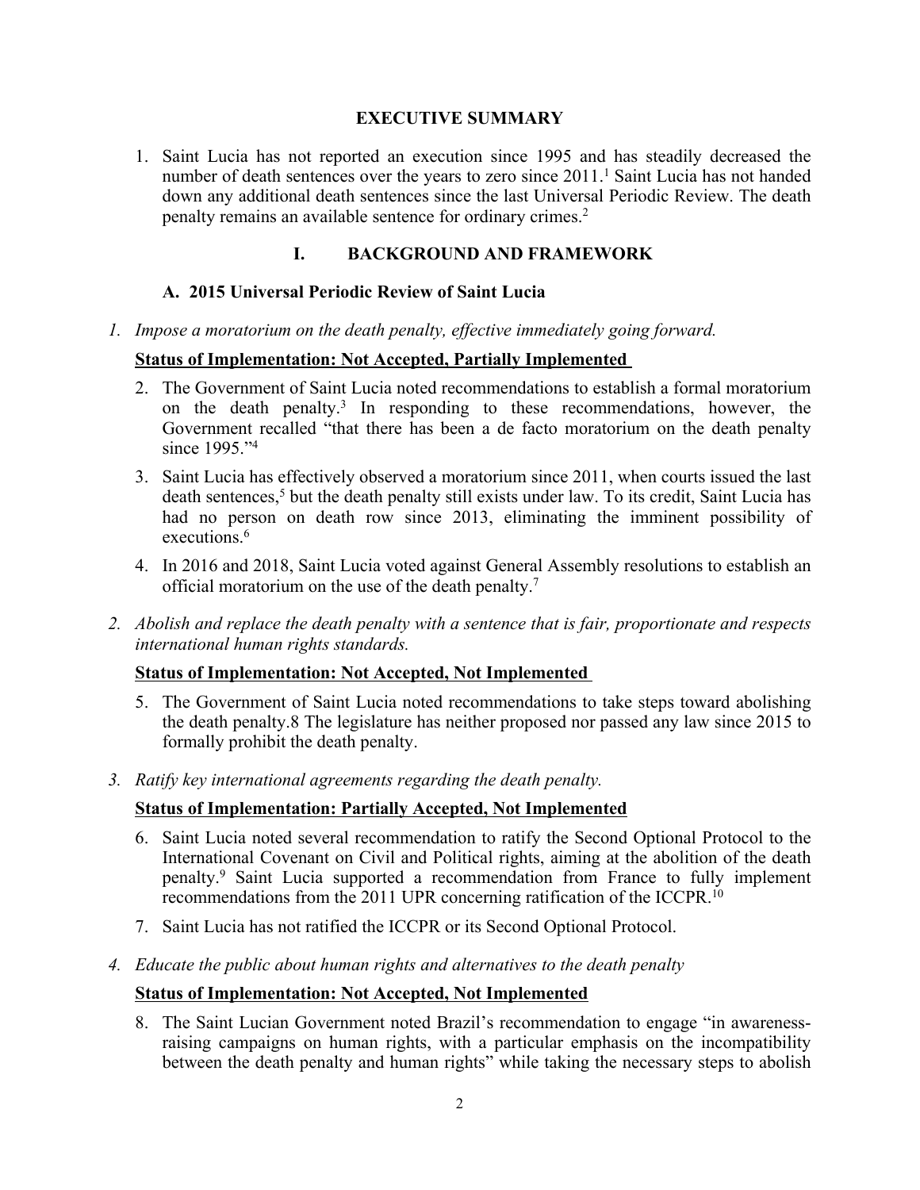## EXECUTIVE SUMMARY

1. Saint Lucia has not reported an execution since 1995 and has steadily decreased the number of death sentences over the years to zero since 2011.[1] Saint Lucia has not handed down any additional death sentences since the last Universal Periodic Review. The death penalty remains an available sentence for ordinary crimes.[2]

## I. BACKGROUND AND FRAMEWORK

### A. 2015 Universal Periodic Review of Saint Lucia

*1. Impose a moratorium on the death penalty, effective immediately going forward.*

**Status of Implementation: Not Accepted, Partially Implemented**

2. The Government of Saint Lucia noted recommendations to establish a formal moratorium on the death penalty.[3] In responding to these recommendations, however, the Government recalled "that there has been a de facto moratorium on the death penalty since 1995."[4]

3. Saint Lucia has effectively observed a moratorium since 2011, when courts issued the last death sentences,[5] but the death penalty still exists under law. To its credit, Saint Lucia has had no person on death row since 2013, eliminating the imminent possibility of executions.[6]

4. In 2016 and 2018, Saint Lucia voted against General Assembly resolutions to establish an official moratorium on the use of the death penalty.[7]

*2. Abolish and replace the death penalty with a sentence that is fair, proportionate and respects international human rights standards.*

**Status of Implementation: Not Accepted, Not Implemented**

5. The Government of Saint Lucia noted recommendations to take steps toward abolishing the death penalty.8 The legislature has neither proposed nor passed any law since 2015 to formally prohibit the death penalty.

*3. Ratify key international agreements regarding the death penalty.*

**Status of Implementation: Partially Accepted, Not Implemented**

6. Saint Lucia noted several recommendation to ratify the Second Optional Protocol to the International Covenant on Civil and Political rights, aiming at the abolition of the death penalty.[9] Saint Lucia supported a recommendation from France to fully implement recommendations from the 2011 UPR concerning ratification of the ICCPR.[10]

7. Saint Lucia has not ratified the ICCPR or its Second Optional Protocol.

*4. Educate the public about human rights and alternatives to the death penalty*

**Status of Implementation: Not Accepted, Not Implemented**

8. The Saint Lucian Government noted Brazil's recommendation to engage "in awareness-raising campaigns on human rights, with a particular emphasis on the incompatibility between the death penalty and human rights" while taking the necessary steps to abolish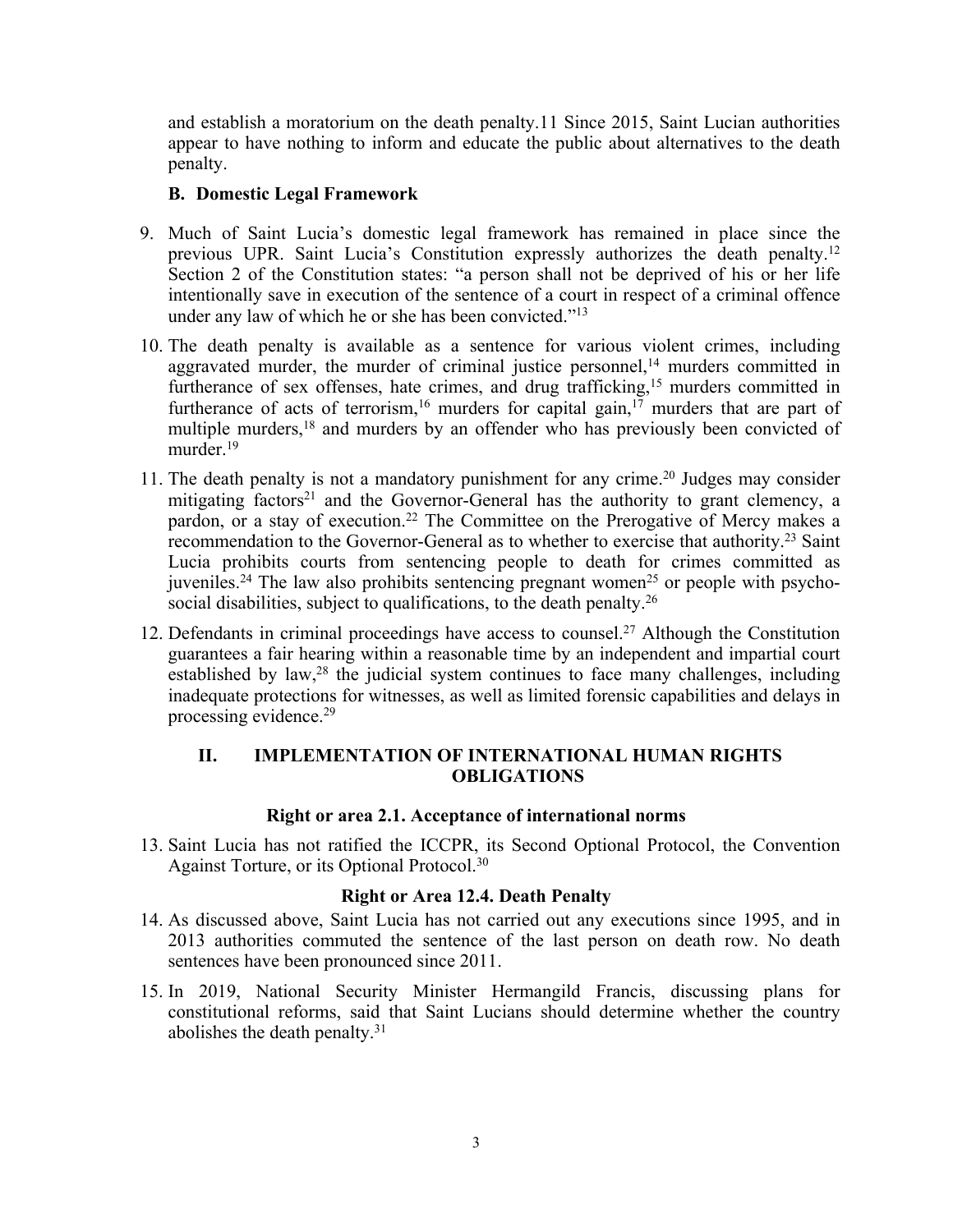and establish a moratorium on the death penalty.11 Since 2015, Saint Lucian authorities appear to have nothing to inform and educate the public about alternatives to the death penalty.

### B. Domestic Legal Framework

9. Much of Saint Lucia's domestic legal framework has remained in place since the previous UPR. Saint Lucia's Constitution expressly authorizes the death penalty.[12] Section 2 of the Constitution states: "a person shall not be deprived of his or her life intentionally save in execution of the sentence of a court in respect of a criminal offence under any law of which he or she has been convicted."[13]

10. The death penalty is available as a sentence for various violent crimes, including aggravated murder, the murder of criminal justice personnel,[14] murders committed in furtherance of sex offenses, hate crimes, and drug trafficking,[15] murders committed in furtherance of acts of terrorism,[16] murders for capital gain,[17] murders that are part of multiple murders,[18] and murders by an offender who has previously been convicted of murder.[19]

11. The death penalty is not a mandatory punishment for any crime.[20] Judges may consider mitigating factors[21] and the Governor-General has the authority to grant clemency, a pardon, or a stay of execution.[22] The Committee on the Prerogative of Mercy makes a recommendation to the Governor-General as to whether to exercise that authority.[23] Saint Lucia prohibits courts from sentencing people to death for crimes committed as juveniles.[24] The law also prohibits sentencing pregnant women[25] or people with psycho-social disabilities, subject to qualifications, to the death penalty.[26]

12. Defendants in criminal proceedings have access to counsel.[27] Although the Constitution guarantees a fair hearing within a reasonable time by an independent and impartial court established by law,[28] the judicial system continues to face many challenges, including inadequate protections for witnesses, as well as limited forensic capabilities and delays in processing evidence.[29]

## II. IMPLEMENTATION OF INTERNATIONAL HUMAN RIGHTS OBLIGATIONS

### Right or area 2.1. Acceptance of international norms

13. Saint Lucia has not ratified the ICCPR, its Second Optional Protocol, the Convention Against Torture, or its Optional Protocol.[30]

### Right or Area 12.4. Death Penalty

14. As discussed above, Saint Lucia has not carried out any executions since 1995, and in 2013 authorities commuted the sentence of the last person on death row. No death sentences have been pronounced since 2011.

15. In 2019, National Security Minister Hermangild Francis, discussing plans for constitutional reforms, said that Saint Lucians should determine whether the country abolishes the death penalty.[31]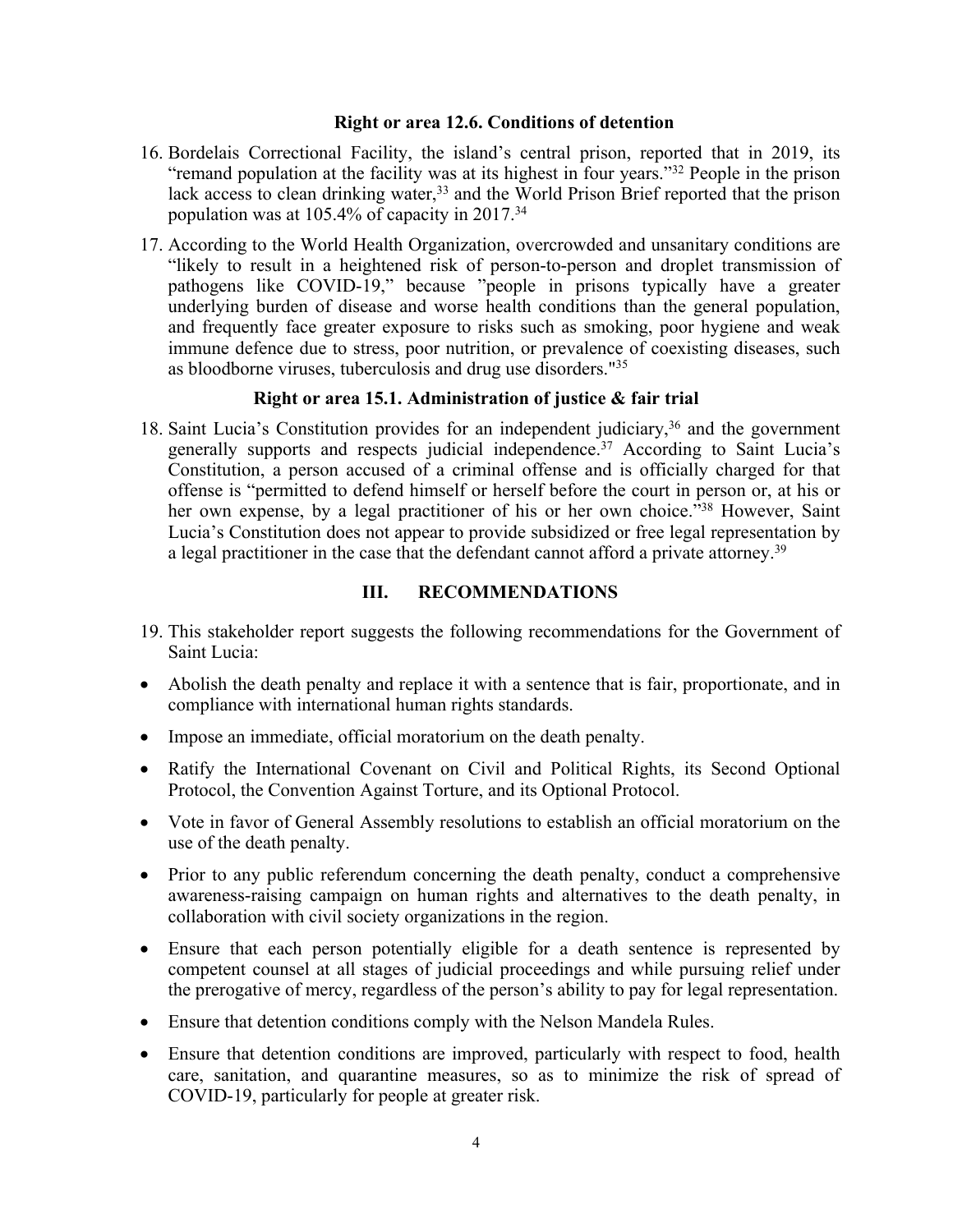### Right or area 12.6. Conditions of detention

16. Bordelais Correctional Facility, the island's central prison, reported that in 2019, its "remand population at the facility was at its highest in four years."[32] People in the prison lack access to clean drinking water,[33] and the World Prison Brief reported that the prison population was at 105.4% of capacity in 2017.[34]

17. According to the World Health Organization, overcrowded and unsanitary conditions are "likely to result in a heightened risk of person-to-person and droplet transmission of pathogens like COVID-19," because "people in prisons typically have a greater underlying burden of disease and worse health conditions than the general population, and frequently face greater exposure to risks such as smoking, poor hygiene and weak immune defence due to stress, poor nutrition, or prevalence of coexisting diseases, such as bloodborne viruses, tuberculosis and drug use disorders."[35]

### Right or area 15.1. Administration of justice & fair trial

18. Saint Lucia's Constitution provides for an independent judiciary,[36] and the government generally supports and respects judicial independence.[37] According to Saint Lucia's Constitution, a person accused of a criminal offense and is officially charged for that offense is "permitted to defend himself or herself before the court in person or, at his or her own expense, by a legal practitioner of his or her own choice."[38] However, Saint Lucia's Constitution does not appear to provide subsidized or free legal representation by a legal practitioner in the case that the defendant cannot afford a private attorney.[39]

## III. RECOMMENDATIONS

19. This stakeholder report suggests the following recommendations for the Government of Saint Lucia:

- Abolish the death penalty and replace it with a sentence that is fair, proportionate, and in compliance with international human rights standards.
- Impose an immediate, official moratorium on the death penalty.
- Ratify the International Covenant on Civil and Political Rights, its Second Optional Protocol, the Convention Against Torture, and its Optional Protocol.
- Vote in favor of General Assembly resolutions to establish an official moratorium on the use of the death penalty.
- Prior to any public referendum concerning the death penalty, conduct a comprehensive awareness-raising campaign on human rights and alternatives to the death penalty, in collaboration with civil society organizations in the region.
- Ensure that each person potentially eligible for a death sentence is represented by competent counsel at all stages of judicial proceedings and while pursuing relief under the prerogative of mercy, regardless of the person's ability to pay for legal representation.
- Ensure that detention conditions comply with the Nelson Mandela Rules.
- Ensure that detention conditions are improved, particularly with respect to food, health care, sanitation, and quarantine measures, so as to minimize the risk of spread of COVID-19, particularly for people at greater risk.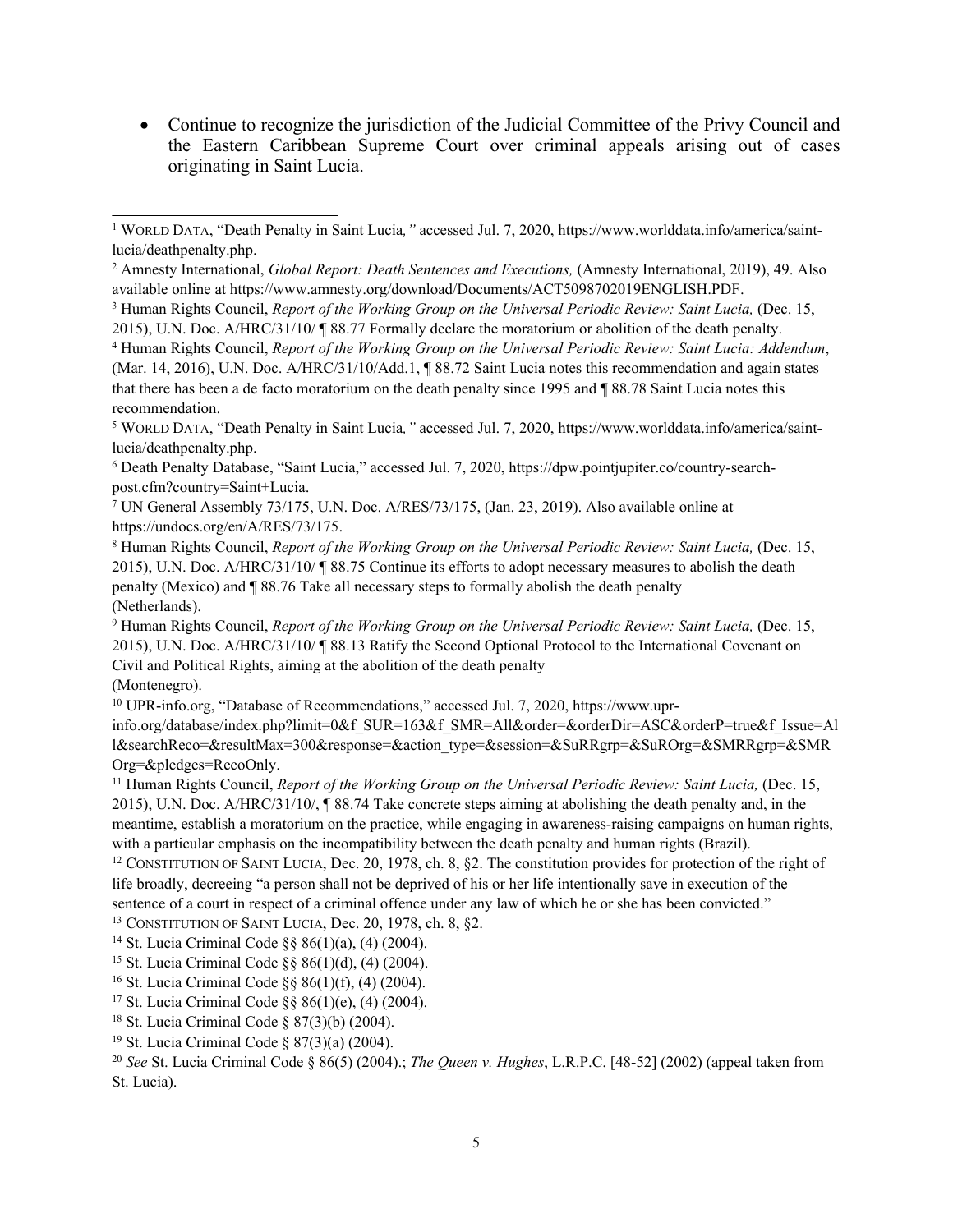- Continue to recognize the jurisdiction of the Judicial Committee of the Privy Council and the Eastern Caribbean Supreme Court over criminal appeals arising out of cases originating in Saint Lucia.

---

[1] WORLD DATA, "Death Penalty in Saint Lucia*,"* accessed Jul. 7, 2020, https://www.worlddata.info/america/saint-lucia/deathpenalty.php.

[2] Amnesty International, *Global Report: Death Sentences and Executions,* (Amnesty International, 2019), 49. Also available online at https://www.amnesty.org/download/Documents/ACT5098702019ENGLISH.PDF.

[3] Human Rights Council, *Report of the Working Group on the Universal Periodic Review: Saint Lucia,* (Dec. 15, 2015), U.N. Doc. A/HRC/31/10/ ¶ 88.77 Formally declare the moratorium or abolition of the death penalty.

[4] Human Rights Council, *Report of the Working Group on the Universal Periodic Review: Saint Lucia: Addendum*, (Mar. 14, 2016), U.N. Doc. A/HRC/31/10/Add.1, ¶ 88.72 Saint Lucia notes this recommendation and again states that there has been a de facto moratorium on the death penalty since 1995 and ¶ 88.78 Saint Lucia notes this recommendation.

[5] WORLD DATA, "Death Penalty in Saint Lucia*,"* accessed Jul. 7, 2020, https://www.worlddata.info/america/saint-lucia/deathpenalty.php.

[6] Death Penalty Database, "Saint Lucia," accessed Jul. 7, 2020, https://dpw.pointjupiter.co/country-search-post.cfm?country=Saint+Lucia.

[7] UN General Assembly 73/175, U.N. Doc. A/RES/73/175, (Jan. 23, 2019). Also available online at https://undocs.org/en/A/RES/73/175.

[8] Human Rights Council, *Report of the Working Group on the Universal Periodic Review: Saint Lucia,* (Dec. 15, 2015), U.N. Doc. A/HRC/31/10/ ¶ 88.75 Continue its efforts to adopt necessary measures to abolish the death penalty (Mexico) and ¶ 88.76 Take all necessary steps to formally abolish the death penalty (Netherlands).

[9] Human Rights Council, *Report of the Working Group on the Universal Periodic Review: Saint Lucia,* (Dec. 15, 2015), U.N. Doc. A/HRC/31/10/ ¶ 88.13 Ratify the Second Optional Protocol to the International Covenant on Civil and Political Rights, aiming at the abolition of the death penalty (Montenegro).

[10] UPR-info.org, "Database of Recommendations," accessed Jul. 7, 2020, https://www.upr-info.org/database/index.php?limit=0&f_SUR=163&f_SMR=All&order=&orderDir=ASC&orderP=true&f_Issue=All&searchReco=&resultMax=300&response=&action_type=&session=&SuRRgrp=&SuROrg=&SMRRgrp=&SMROrg=&pledges=RecoOnly.

[11] Human Rights Council, *Report of the Working Group on the Universal Periodic Review: Saint Lucia,* (Dec. 15, 2015), U.N. Doc. A/HRC/31/10/, ¶ 88.74 Take concrete steps aiming at abolishing the death penalty and, in the meantime, establish a moratorium on the practice, while engaging in awareness-raising campaigns on human rights, with a particular emphasis on the incompatibility between the death penalty and human rights (Brazil).

[12] CONSTITUTION OF SAINT LUCIA, Dec. 20, 1978, ch. 8, §2. The constitution provides for protection of the right of life broadly, decreeing "a person shall not be deprived of his or her life intentionally save in execution of the sentence of a court in respect of a criminal offence under any law of which he or she has been convicted."

[13] CONSTITUTION OF SAINT LUCIA, Dec. 20, 1978, ch. 8, §2.

[14] St. Lucia Criminal Code §§ 86(1)(a), (4) (2004).

[15] St. Lucia Criminal Code §§ 86(1)(d), (4) (2004).

[16] St. Lucia Criminal Code §§ 86(1)(f), (4) (2004).

[17] St. Lucia Criminal Code §§ 86(1)(e), (4) (2004).

[18] St. Lucia Criminal Code § 87(3)(b) (2004).

[19] St. Lucia Criminal Code § 87(3)(a) (2004).

[20] *See* St. Lucia Criminal Code § 86(5) (2004).; *The Queen v. Hughes*, L.R.P.C. [48-52] (2002) (appeal taken from St. Lucia).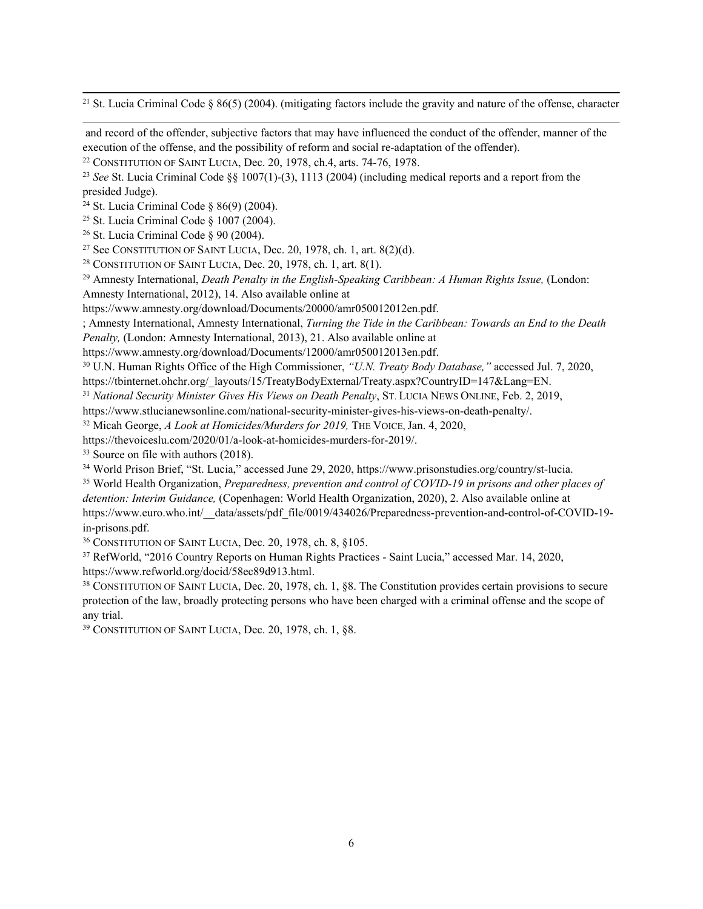[21] St. Lucia Criminal Code § 86(5) (2004). (mitigating factors include the gravity and nature of the offense, character and record of the offender, subjective factors that may have influenced the conduct of the offender, manner of the execution of the offense, and the possibility of reform and social re-adaptation of the offender).

[22] CONSTITUTION OF SAINT LUCIA, Dec. 20, 1978, ch.4, arts. 74-76, 1978.

[23] *See* St. Lucia Criminal Code §§ 1007(1)-(3), 1113 (2004) (including medical reports and a report from the presided Judge).

[24] St. Lucia Criminal Code § 86(9) (2004).

[25] St. Lucia Criminal Code § 1007 (2004).

[26] St. Lucia Criminal Code § 90 (2004).

[27] See CONSTITUTION OF SAINT LUCIA, Dec. 20, 1978, ch. 1, art. 8(2)(d).

[28] CONSTITUTION OF SAINT LUCIA, Dec. 20, 1978, ch. 1, art. 8(1).

[29] Amnesty International, *Death Penalty in the English-Speaking Caribbean: A Human Rights Issue,* (London: Amnesty International, 2012), 14. Also available online at https://www.amnesty.org/download/Documents/20000/amr050012012en.pdf.
; Amnesty International, Amnesty International, *Turning the Tide in the Caribbean: Towards an End to the Death Penalty,* (London: Amnesty International, 2013), 21. Also available online at https://www.amnesty.org/download/Documents/12000/amr050012013en.pdf.

[30] U.N. Human Rights Office of the High Commissioner, *"U.N. Treaty Body Database,"* accessed Jul. 7, 2020, https://tbinternet.ohchr.org/_layouts/15/TreatyBodyExternal/Treaty.aspx?CountryID=147&Lang=EN.

[31] *National Security Minister Gives His Views on Death Penalty*, ST. LUCIA NEWS ONLINE, Feb. 2, 2019, https://www.stlucianewsonline.com/national-security-minister-gives-his-views-on-death-penalty/.

[32] Micah George, *A Look at Homicides/Murders for 2019,* THE VOICE, Jan. 4, 2020, https://thevoiceslu.com/2020/01/a-look-at-homicides-murders-for-2019/.

[33] Source on file with authors (2018).

[34] World Prison Brief, "St. Lucia," accessed June 29, 2020, https://www.prisonstudies.org/country/st-lucia.

[35] World Health Organization, *Preparedness, prevention and control of COVID-19 in prisons and other places of detention: Interim Guidance,* (Copenhagen: World Health Organization, 2020), 2. Also available online at https://www.euro.who.int/__data/assets/pdf_file/0019/434026/Preparedness-prevention-and-control-of-COVID-19-in-prisons.pdf.

[36] CONSTITUTION OF SAINT LUCIA, Dec. 20, 1978, ch. 8, §105.

[37] RefWorld, "2016 Country Reports on Human Rights Practices - Saint Lucia," accessed Mar. 14, 2020, https://www.refworld.org/docid/58ec89d913.html.

[38] CONSTITUTION OF SAINT LUCIA, Dec. 20, 1978, ch. 1, §8. The Constitution provides certain provisions to secure protection of the law, broadly protecting persons who have been charged with a criminal offense and the scope of any trial.

[39] CONSTITUTION OF SAINT LUCIA, Dec. 20, 1978, ch. 1, §8.